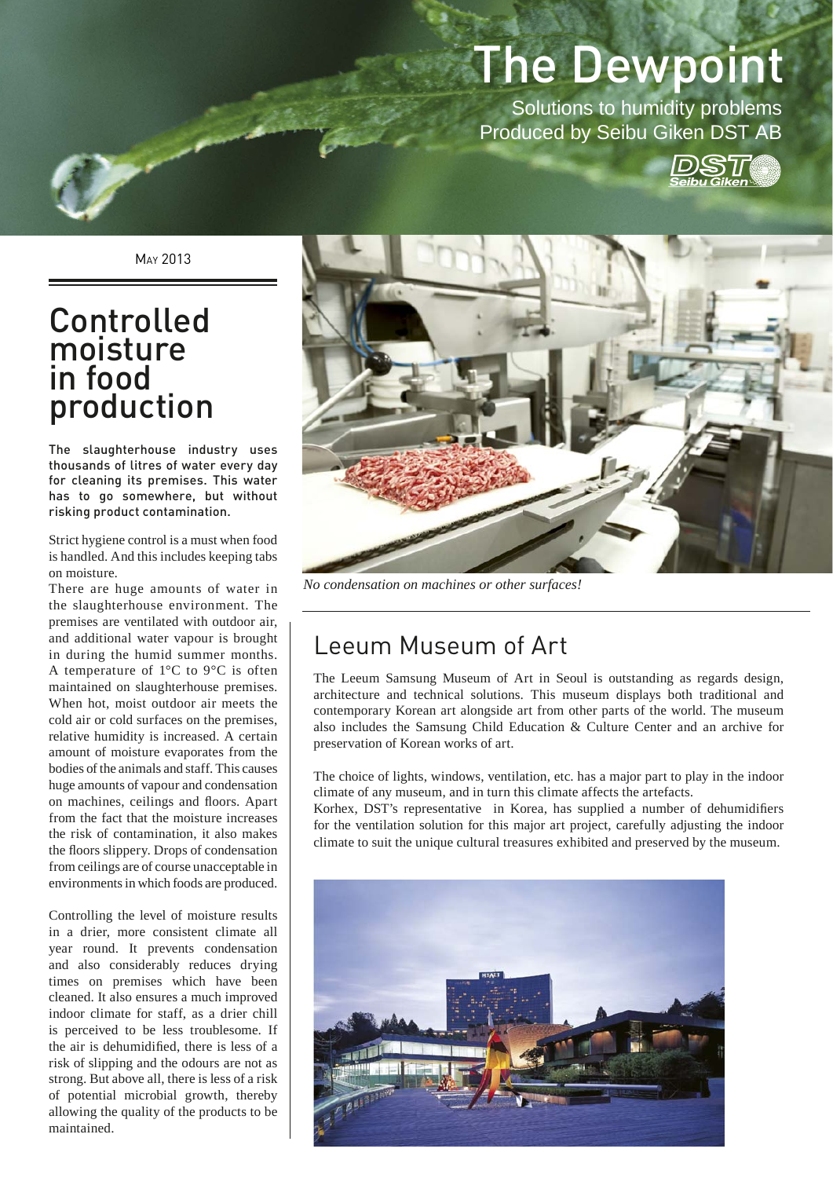# The Dewpoint

Solutions to humidity problems
Produced by Seibu Giken DST AB

May 2013

## Controlled moisture in food production

**The slaughterhouse industry uses thousands of litres of water every day for cleaning its premises. This water has to go somewhere, but without risking product contamination.**

Strict hygiene control is a must when food is handled. And this includes keeping tabs on moisture.

There are huge amounts of water in the slaughterhouse environment. The premises are ventilated with outdoor air, and additional water vapour is brought in during the humid summer months. A temperature of 1°C to 9°C is often maintained on slaughterhouse premises. When hot, moist outdoor air meets the cold air or cold surfaces on the premises, relative humidity is increased. A certain amount of moisture evaporates from the bodies of the animals and staff. This causes huge amounts of vapour and condensation on machines, ceilings and floors. Apart from the fact that the moisture increases the risk of contamination, it also makes the floors slippery. Drops of condensation from ceilings are of course unacceptable in environments in which foods are produced.

Controlling the level of moisture results in a drier, more consistent climate all year round. It prevents condensation and also considerably reduces drying times on premises which have been cleaned. It also ensures a much improved indoor climate for staff, as a drier chill is perceived to be less troublesome. If the air is dehumidified, there is less of a risk of slipping and the odours are not as strong. But above all, there is less of a risk of potential microbial growth, thereby allowing the quality of the products to be maintained.

*No condensation on machines or other surfaces!*

## Leeum Museum of Art

The Leeum Samsung Museum of Art in Seoul is outstanding as regards design, architecture and technical solutions. This museum displays both traditional and contemporary Korean art alongside art from other parts of the world. The museum also includes the Samsung Child Education & Culture Center and an archive for preservation of Korean works of art.

The choice of lights, windows, ventilation, etc. has a major part to play in the indoor climate of any museum, and in turn this climate affects the artefacts.
Korhex, DST's representative in Korea, has supplied a number of dehumidifiers for the ventilation solution for this major art project, carefully adjusting the indoor climate to suit the unique cultural treasures exhibited and preserved by the museum.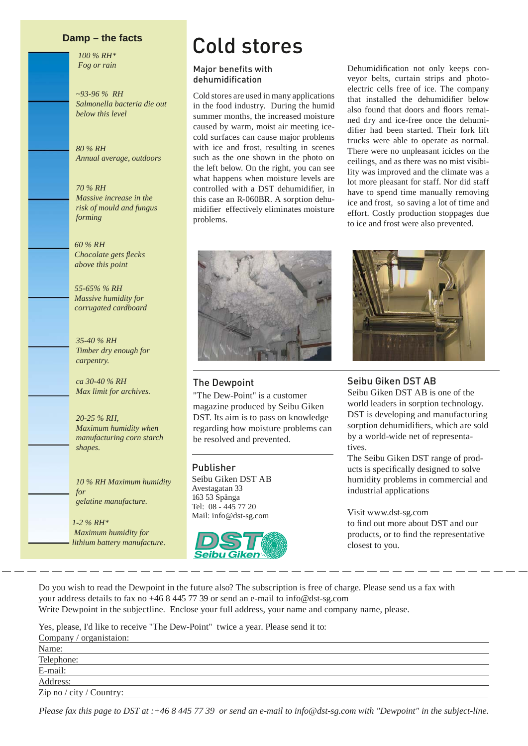## Damp – the facts

*100 % RH**
*Fog or rain*

*~93-96 % RH*
*Salmonella bacteria die out below this level*

*80 % RH*
*Annual average, outdoors*

*70 % RH*
*Massive increase in the risk of mould and fungus forming*

*60 % RH*
*Chocolate gets flecks above this point*

*55-65% % RH*
*Massive humidity for corrugated cardboard*

*35-40 % RH*
*Timber dry enough for carpentry.*

*ca 30-40 % RH*
*Max limit for archives.*

*20-25 % RH,*
*Maximum humidity when manufacturing corn starch shapes.*

*10 % RH Maximum humidity for gelatine manufacture.*

*1-2 % RH**
*Maximum humidity for lithium battery manufacture.*

# Cold stores

### Major benefits with dehumidification

Cold stores are used in many applications in the food industry. During the humid summer months, the increased moisture caused by warm, moist air meeting ice-cold surfaces can cause major problems with ice and frost, resulting in scenes such as the one shown in the photo on the left below. On the right, you can see what happens when moisture levels are controlled with a DST dehumidifier, in this case an R-060BR. A sorption dehumidifier effectively eliminates moisture problems.

Dehumidification not only keeps conveyor belts, curtain strips and photo-electric cells free of ice. The company that installed the dehumidifier below also found that doors and floors remained dry and ice-free once the dehumidifier had been started. Their fork lift trucks were able to operate as normal. There were no unpleasant icicles on the ceilings, and as there was no mist visibility was improved and the climate was a lot more pleasant for staff. Nor did staff have to spend time manually removing ice and frost, so saving a lot of time and effort. Costly production stoppages due to ice and frost were also prevented.

### The Dewpoint

"The Dew-Point" is a customer magazine produced by Seibu Giken DST. Its aim is to pass on knowledge regarding how moisture problems can be resolved and prevented.

### Publisher

Seibu Giken DST AB
Avestagatan 33
163 53 Spånga
Tel: 08 - 445 77 20
Mail: info@dst-sg.com

DST Seibu Giken

### Seibu Giken DST AB

Seibu Giken DST AB is one of the world leaders in sorption technology. DST is developing and manufacturing sorption dehumidifiers, which are sold by a world-wide net of representatives.

The Seibu Giken DST range of products is specifically designed to solve humidity problems in commercial and industrial applications

Visit www.dst-sg.com
to find out more about DST and our products, or to find the representative closest to you.

---

Do you wish to read the Dewpoint in the future also? The subscription is free of charge. Please send us a fax with your address details to fax no +46 8 445 77 39 or send an e-mail to info@dst-sg.com
Write Dewpoint in the subjectline. Enclose your full address, your name and company name, please.

Yes, please, I'd like to receive "The Dew-Point" twice a year. Please send it to:

Company / organistaion:

Name:

Telephone:

E-mail:

Address:

Zip no / city / Country:

*Please fax this page to DST at :+46 8 445 77 39 or send an e-mail to info@dst-sg.com with "Dewpoint" in the subject-line.*